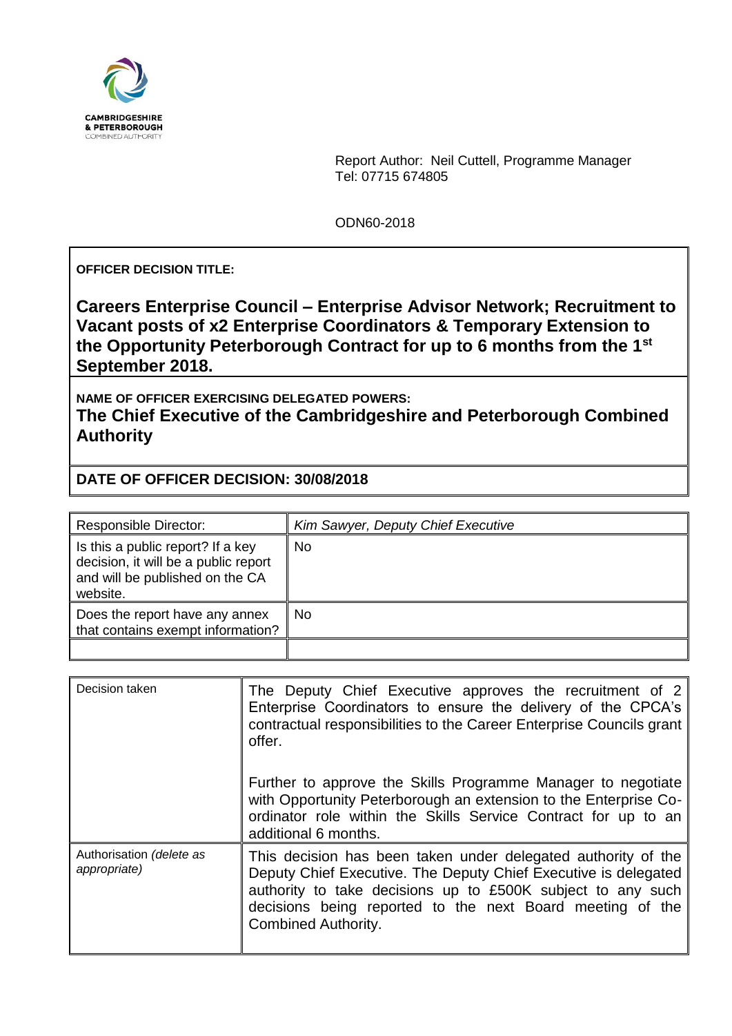CAMBRIDGESHIRE
& PETERBOROUGH
COMBINED AUTHORITY

Report Author: Neil Cuttell, Programme Manager
Tel: 07715 674805

ODN60-2018

**OFFICER DECISION TITLE:**

## Careers Enterprise Council – Enterprise Advisor Network; Recruitment to Vacant posts of x2 Enterprise Coordinators & Temporary Extension to the Opportunity Peterborough Contract for up to 6 months from the 1st September 2018.

**NAME OF OFFICER EXERCISING DELEGATED POWERS:**

**The Chief Executive of the Cambridgeshire and Peterborough Combined Authority**

**DATE OF OFFICER DECISION: 30/08/2018**

| Responsible Director: | *Kim Sawyer, Deputy Chief Executive* |
| --- | --- |
| Is this a public report? If a key decision, it will be a public report and will be published on the CA website. | No |
| Does the report have any annex that contains exempt information? | No |
| | |

| Decision taken | The Deputy Chief Executive approves the recruitment of 2 Enterprise Coordinators to ensure the delivery of the CPCA's contractual responsibilities to the Career Enterprise Councils grant offer.<br><br>Further to approve the Skills Programme Manager to negotiate with Opportunity Peterborough an extension to the Enterprise Co-ordinator role within the Skills Service Contract for up to an additional 6 months. |
| --- | --- |
| Authorisation *(delete as appropriate)* | This decision has been taken under delegated authority of the Deputy Chief Executive. The Deputy Chief Executive is delegated authority to take decisions up to £500K subject to any such decisions being reported to the next Board meeting of the Combined Authority. |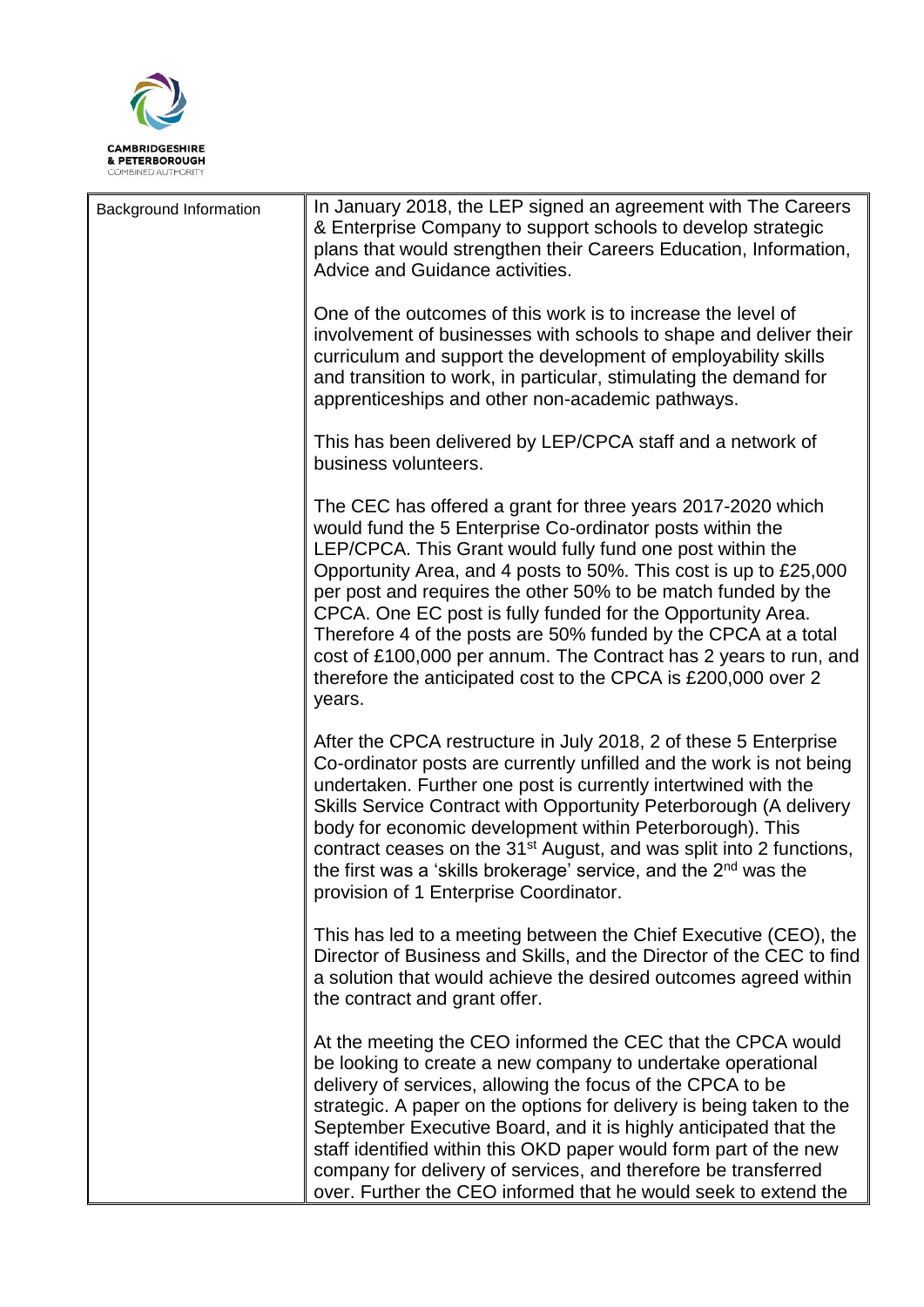| Background Information | In January 2018, the LEP signed an agreement with The Careers & Enterprise Company to support schools to develop strategic plans that would strengthen their Careers Education, Information, Advice and Guidance activities.<br><br>One of the outcomes of this work is to increase the level of involvement of businesses with schools to shape and deliver their curriculum and support the development of employability skills and transition to work, in particular, stimulating the demand for apprenticeships and other non-academic pathways.<br><br>This has been delivered by LEP/CPCA staff and a network of business volunteers.<br><br>The CEC has offered a grant for three years 2017-2020 which would fund the 5 Enterprise Co-ordinator posts within the LEP/CPCA. This Grant would fully fund one post within the Opportunity Area, and 4 posts to 50%. This cost is up to £25,000 per post and requires the other 50% to be match funded by the CPCA. One EC post is fully funded for the Opportunity Area. Therefore 4 of the posts are 50% funded by the CPCA at a total cost of £100,000 per annum. The Contract has 2 years to run, and therefore the anticipated cost to the CPCA is £200,000 over 2 years.<br><br>After the CPCA restructure in July 2018, 2 of these 5 Enterprise Co-ordinator posts are currently unfilled and the work is not being undertaken. Further one post is currently intertwined with the Skills Service Contract with Opportunity Peterborough (A delivery body for economic development within Peterborough). This contract ceases on the 31st August, and was split into 2 functions, the first was a 'skills brokerage' service, and the 2nd was the provision of 1 Enterprise Coordinator.<br><br>This has led to a meeting between the Chief Executive (CEO), the Director of Business and Skills, and the Director of the CEC to find a solution that would achieve the desired outcomes agreed within the contract and grant offer.<br><br>At the meeting the CEO informed the CEC that the CPCA would be looking to create a new company to undertake operational delivery of services, allowing the focus of the CPCA to be strategic. A paper on the options for delivery is being taken to the September Executive Board, and it is highly anticipated that the staff identified within this OKD paper would form part of the new company for delivery of services, and therefore be transferred over. Further the CEO informed that he would seek to extend the |
|---|---|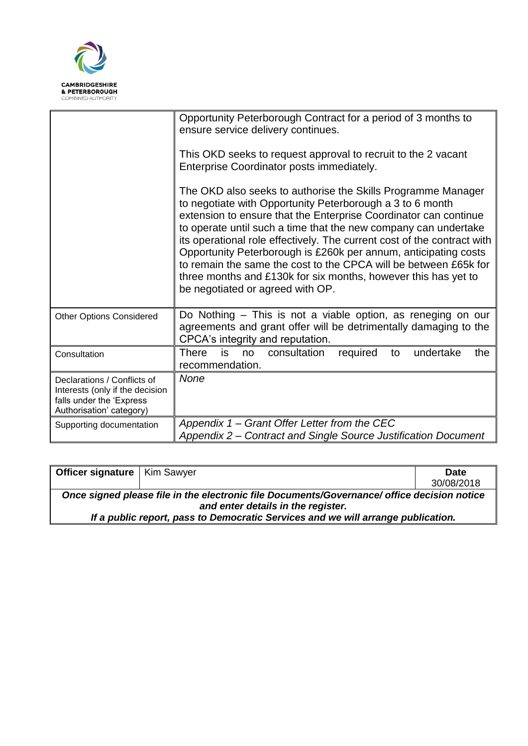| | |
|---|---|
| | Opportunity Peterborough Contract for a period of 3 months to ensure service delivery continues.<br><br>This OKD seeks to request approval to recruit to the 2 vacant Enterprise Coordinator posts immediately.<br><br>The OKD also seeks to authorise the Skills Programme Manager to negotiate with Opportunity Peterborough a 3 to 6 month extension to ensure that the Enterprise Coordinator can continue to operate until such a time that the new company can undertake its operational role effectively. The current cost of the contract with Opportunity Peterborough is £260k per annum, anticipating costs to remain the same the cost to the CPCA will be between £65k for three months and £130k for six months, however this has yet to be negotiated or agreed with OP. |
| Other Options Considered | Do Nothing – This is not a viable option, as reneging on our agreements and grant offer will be detrimentally damaging to the CPCA's integrity and reputation. |
| Consultation | There is no consultation required to undertake the recommendation. |
| Declarations / Conflicts of Interests (only if the decision falls under the 'Express Authorisation' category) | *None* |
| Supporting documentation | *Appendix 1 – Grant Offer Letter from the CEC*<br>*Appendix 2 – Contract and Single Source Justification Document* |

| **Officer signature** | Kim Sawyer | **Date**<br>30/08/2018 |
|---|---|---|
| ***Once signed please file in the electronic file Documents/Governance/ office decision notice and enter details in the register.*** | | |
| ***If a public report, pass to Democratic Services and we will arrange publication.*** | | |